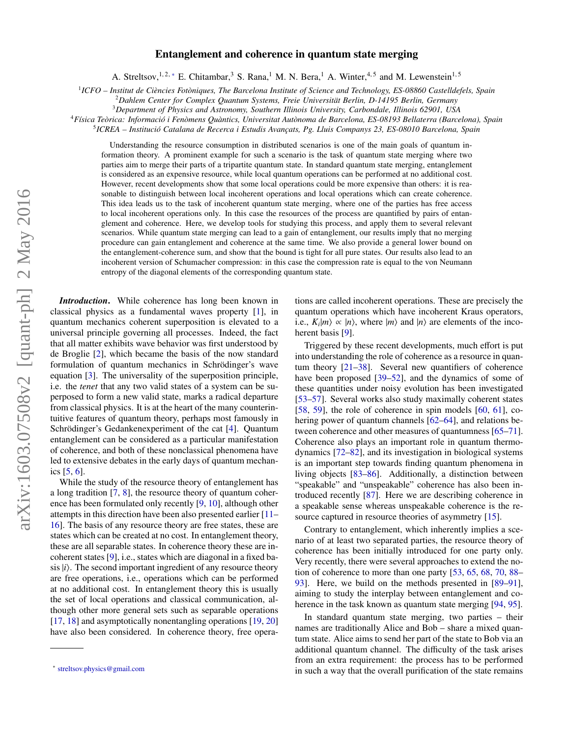# Entanglement and coherence in quantum state merging

A. Streltsov,[1,2,*] E. Chitambar,[3] S. Rana,[1] M. N. Bera,[1] A. Winter,[4,5] and M. Lewenstein[1,5]

[1] *ICFO – Institut de Ciències Fotòniques, The Barcelona Institute of Science and Technology, ES-08860 Castelldefels, Spain*
[2] *Dahlem Center for Complex Quantum Systems, Freie Universität Berlin, D-14195 Berlin, Germany*
[3] *Department of Physics and Astronomy, Southern Illinois University, Carbondale, Illinois 62901, USA*
[4] *Física Teòrica: Informació i Fenòmens Quàntics, Universitat Autònoma de Barcelona, ES-08193 Bellaterra (Barcelona), Spain*
[5] *ICREA – Institució Catalana de Recerca i Estudis Avançats, Pg. Lluis Companys 23, ES-08010 Barcelona, Spain*

Understanding the resource consumption in distributed scenarios is one of the main goals of quantum information theory. A prominent example for such a scenario is the task of quantum state merging where two parties aim to merge their parts of a tripartite quantum state. In standard quantum state merging, entanglement is considered as an expensive resource, while local quantum operations can be performed at no additional cost. However, recent developments show that some local operations could be more expensive than others: it is reasonable to distinguish between local incoherent operations and local operations which can create coherence. This idea leads us to the task of incoherent quantum state merging, where one of the parties has free access to local incoherent operations only. In this case the resources of the process are quantified by pairs of entanglement and coherence. Here, we develop tools for studying this process, and apply them to several relevant scenarios. While quantum state merging can lead to a gain of entanglement, our results imply that no merging procedure can gain entanglement and coherence at the same time. We also provide a general lower bound on the entanglement-coherence sum, and show that the bound is tight for all pure states. Our results also lead to an incoherent version of Schumacher compression: in this case the compression rate is equal to the von Neumann entropy of the diagonal elements of the corresponding quantum state.

***Introduction.*** While coherence has long been known in classical physics as a fundamental waves property [1], in quantum mechanics coherent superposition is elevated to a universal principle governing all processes. Indeed, the fact that all matter exhibits wave behavior was first understood by de Broglie [2], which became the basis of the now standard formulation of quantum mechanics in Schrödinger's wave equation [3]. The universality of the superposition principle, i.e. the *tenet* that any two valid states of a system can be superposed to form a new valid state, marks a radical departure from classical physics. It is at the heart of the many counterintuitive features of quantum theory, perhaps most famously in Schrödinger's Gedankenexperiment of the cat [4]. Quantum entanglement can be considered as a particular manifestation of coherence, and both of these nonclassical phenomena have led to extensive debates in the early days of quantum mechanics [5, 6].

While the study of the resource theory of entanglement has a long tradition [7, 8], the resource theory of quantum coherence has been formulated only recently [9, 10], although other attempts in this direction have been also presented earlier [11–16]. The basis of any resource theory are free states, these are states which can be created at no cost. In entanglement theory, these are all separable states. In coherence theory these are incoherent states [9], i.e., states which are diagonal in a fixed basis $|i\rangle$. The second important ingredient of any resource theory are free operations, i.e., operations which can be performed at no additional cost. In entanglement theory this is usually the set of local operations and classical communication, although other more general sets such as separable operations [17, 18] and asymptotically nonentangling operations [19, 20] have also been considered. In coherence theory, free operations are called incoherent operations. These are precisely the quantum operations which have incoherent Kraus operators, i.e., $K_i|m\rangle \propto |n\rangle$, where $|m\rangle$ and $|n\rangle$ are elements of the incoherent basis [9].

Triggered by these recent developments, much effort is put into understanding the role of coherence as a resource in quantum theory [21–38]. Several new quantifiers of coherence have been proposed [39–52], and the dynamics of some of these quantities under noisy evolution has been investigated [53–57]. Several works also study maximally coherent states [58, 59], the role of coherence in spin models [60, 61], cohering power of quantum channels [62–64], and relations between coherence and other measures of quantumness [65–71]. Coherence also plays an important role in quantum thermodynamics [72–82], and its investigation in biological systems is an important step towards finding quantum phenomena in living objects [83–86]. Additionally, a distinction between "speakable" and "unspeakable" coherence has also been introduced recently [87]. Here we are describing coherence in a speakable sense whereas unspeakable coherence is the resource captured in resource theories of asymmetry [15].

Contrary to entanglement, which inherently implies a scenario of at least two separated parties, the resource theory of coherence has been initially introduced for one party only. Very recently, there were several approaches to extend the notion of coherence to more than one party [53, 65, 68, 70, 88–93]. Here, we build on the methods presented in [89–91], aiming to study the interplay between entanglement and coherence in the task known as quantum state merging [94, 95].

In standard quantum state merging, two parties – their names are traditionally Alice and Bob – share a mixed quantum state. Alice aims to send her part of the state to Bob via an additional quantum channel. The difficulty of the task arises from an extra requirement: the process has to be performed in such a way that the overall purification of the state remains

* streltsov.physics@gmail.com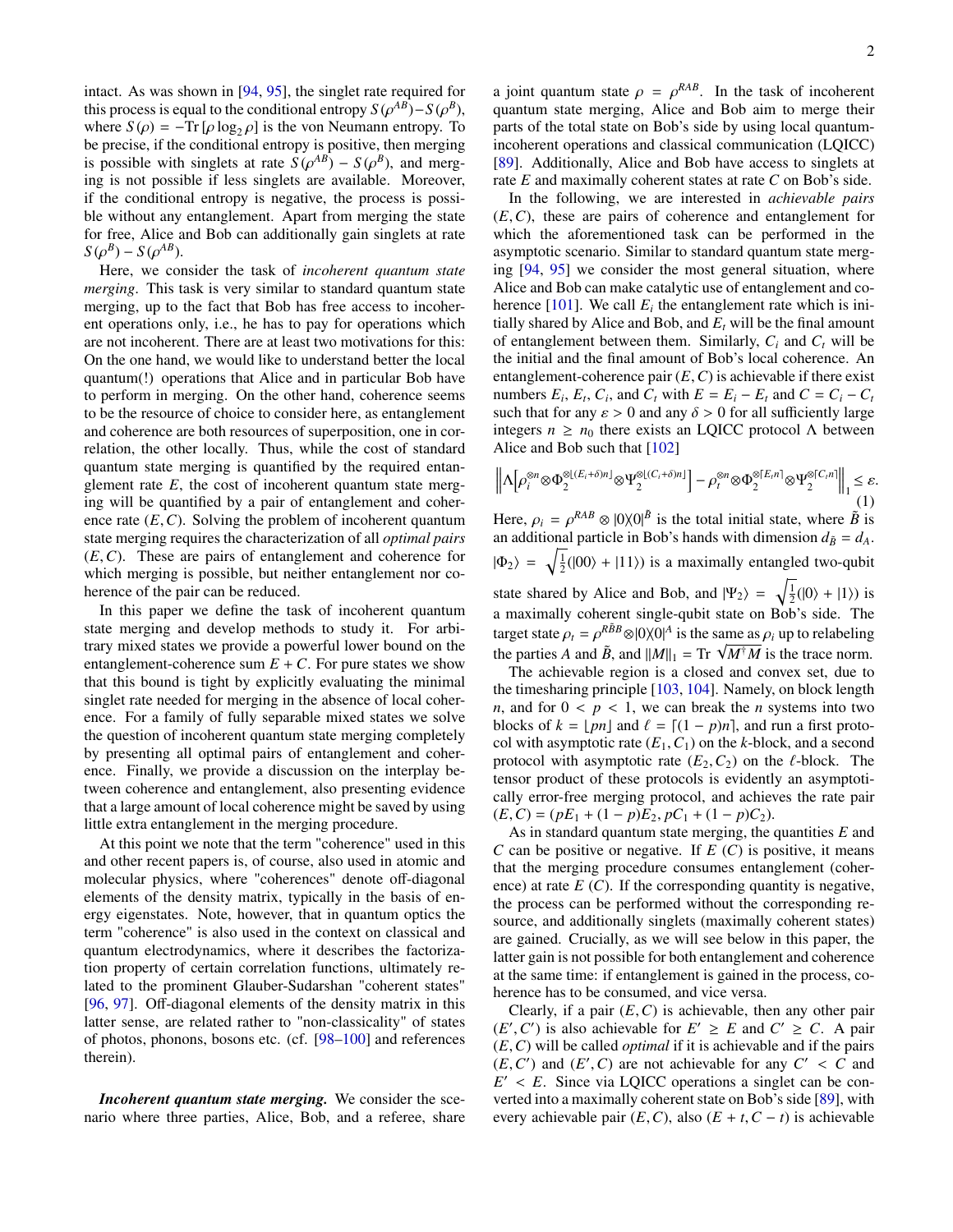intact. As was shown in [94, 95], the singlet rate required for this process is equal to the conditional entropy $S(\rho^{AB}) - S(\rho^B)$, where $S(\rho) = -\mathrm{Tr}\,[\rho \log_2 \rho]$ is the von Neumann entropy. To be precise, if the conditional entropy is positive, then merging is possible with singlets at rate $S(\rho^{AB}) - S(\rho^B)$, and merging is not possible if less singlets are available. Moreover, if the conditional entropy is negative, the process is possible without any entanglement. Apart from merging the state for free, Alice and Bob can additionally gain singlets at rate $S(\rho^B) - S(\rho^{AB})$.

Here, we consider the task of *incoherent quantum state merging*. This task is very similar to standard quantum state merging, up to the fact that Bob has free access to incoherent operations only, i.e., he has to pay for operations which are not incoherent. There are at least two motivations for this: On the one hand, we would like to understand better the local quantum(!) operations that Alice and in particular Bob have to perform in merging. On the other hand, coherence seems to be the resource of choice to consider here, as entanglement and coherence are both resources of superposition, one in correlation, the other locally. Thus, while the cost of standard quantum state merging is quantified by the required entanglement rate $E$, the cost of incoherent quantum state merging will be quantified by a pair of entanglement and coherence rate $(E, C)$. Solving the problem of incoherent quantum state merging requires the characterization of all *optimal pairs* $(E, C)$. These are pairs of entanglement and coherence for which merging is possible, but neither entanglement nor coherence of the pair can be reduced.

In this paper we define the task of incoherent quantum state merging and develop methods to study it. For arbitrary mixed states we provide a powerful lower bound on the entanglement-coherence sum $E + C$. For pure states we show that this bound is tight by explicitly evaluating the minimal singlet rate needed for merging in the absence of local coherence. For a family of fully separable mixed states we solve the question of incoherent quantum state merging completely by presenting all optimal pairs of entanglement and coherence. Finally, we provide a discussion on the interplay between coherence and entanglement, also presenting evidence that a large amount of local coherence might be saved by using little extra entanglement in the merging procedure.

At this point we note that the term "coherence" used in this and other recent papers is, of course, also used in atomic and molecular physics, where "coherences" denote off-diagonal elements of the density matrix, typically in the basis of energy eigenstates. Note, however, that in quantum optics the term "coherence" is also used in the context on classical and quantum electrodynamics, where it describes the factorization property of certain correlation functions, ultimately related to the prominent Glauber-Sudarshan "coherent states" [96, 97]. Off-diagonal elements of the density matrix in this latter sense, are related rather to "non-classicality" of states of photos, phonons, bosons etc. (cf. [98–100] and references therein).

***Incoherent quantum state merging.*** We consider the scenario where three parties, Alice, Bob, and a referee, share a joint quantum state $\rho = \rho^{RAB}$. In the task of incoherent quantum state merging, Alice and Bob aim to merge their parts of the total state on Bob's side by using local quantum-incoherent operations and classical communication (LQICC) [89]. Additionally, Alice and Bob have access to singlets at rate $E$ and maximally coherent states at rate $C$ on Bob's side.

In the following, we are interested in *achievable pairs* $(E, C)$, these are pairs of coherence and entanglement for which the aforementioned task can be performed in the asymptotic scenario. Similar to standard quantum state merging [94, 95] we consider the most general situation, where Alice and Bob can make catalytic use of entanglement and coherence [101]. We call $E_i$ the entanglement rate which is initially shared by Alice and Bob, and $E_t$ will be the final amount of entanglement between them. Similarly, $C_i$ and $C_t$ will be the initial and the final amount of Bob's local coherence. An entanglement-coherence pair $(E, C)$ is achievable if there exist numbers $E_i$, $E_t$, $C_i$, and $C_t$ with $E = E_i - E_t$ and $C = C_i - C_t$ such that for any $\varepsilon > 0$ and any $\delta > 0$ for all sufficiently large integers $n \geq n_0$ there exists an LQICC protocol $\Lambda$ between Alice and Bob such that [102]

$$\left\| \Lambda\left[\rho_i^{\otimes n} \otimes \Phi_2^{\otimes \lfloor (E_i+\delta)n \rfloor} \otimes \Psi_2^{\otimes \lfloor (C_i+\delta)n \rfloor}\right] - \rho_t^{\otimes n} \otimes \Phi_2^{\otimes \lceil E_t n \rceil} \otimes \Psi_2^{\otimes \lceil C_t n \rceil} \right\|_1 \leq \varepsilon. \tag{1}$$

Here, $\rho_i = \rho^{RAB} \otimes |0\rangle\langle 0|^{\tilde{B}}$ is the total initial state, where $\tilde{B}$ is an additional particle in Bob's hands with dimension $d_{\tilde{B}} = d_A$. $|\Phi_2\rangle = \sqrt{\frac{1}{2}}(|00\rangle + |11\rangle)$ is a maximally entangled two-qubit state shared by Alice and Bob, and $|\Psi_2\rangle = \sqrt{\frac{1}{2}}(|0\rangle + |1\rangle)$ is a maximally coherent single-qubit state on Bob's side. The target state $\rho_t = \rho^{R\tilde{B}B} \otimes |0\rangle\langle 0|^A$ is the same as $\rho_i$ up to relabeling the parties $A$ and $\tilde{B}$, and $\|M\|_1 = \mathrm{Tr}\,\sqrt{M^\dagger M}$ is the trace norm.

The achievable region is a closed and convex set, due to the timesharing principle [103, 104]. Namely, on block length $n$, and for $0 < p < 1$, we can break the $n$ systems into two blocks of $k = \lfloor pn \rfloor$ and $\ell = \lceil (1-p)n \rceil$, and run a first protocol with asymptotic rate $(E_1, C_1)$ on the $k$-block, and a second protocol with asymptotic rate $(E_2, C_2)$ on the $\ell$-block. The tensor product of these protocols is evidently an asymptotically error-free merging protocol, and achieves the rate pair $(E, C) = (pE_1 + (1-p)E_2, pC_1 + (1-p)C_2)$.

As in standard quantum state merging, the quantities $E$ and $C$ can be positive or negative. If $E$ ($C$) is positive, it means that the merging procedure consumes entanglement (coherence) at rate $E$ ($C$). If the corresponding quantity is negative, the process can be performed without the corresponding resource, and additionally singlets (maximally coherent states) are gained. Crucially, as we will see below in this paper, the latter gain is not possible for both entanglement and coherence at the same time: if entanglement is gained in the process, coherence has to be consumed, and vice versa.

Clearly, if a pair $(E, C)$ is achievable, then any other pair $(E', C')$ is also achievable for $E' \geq E$ and $C' \geq C$. A pair $(E, C)$ will be called *optimal* if it is achievable and if the pairs $(E, C')$ and $(E', C)$ are not achievable for any $C' < C$ and $E' < E$. Since via LQICC operations a singlet can be converted into a maximally coherent state on Bob's side [89], with every achievable pair $(E, C)$, also $(E + t, C - t)$ is achievable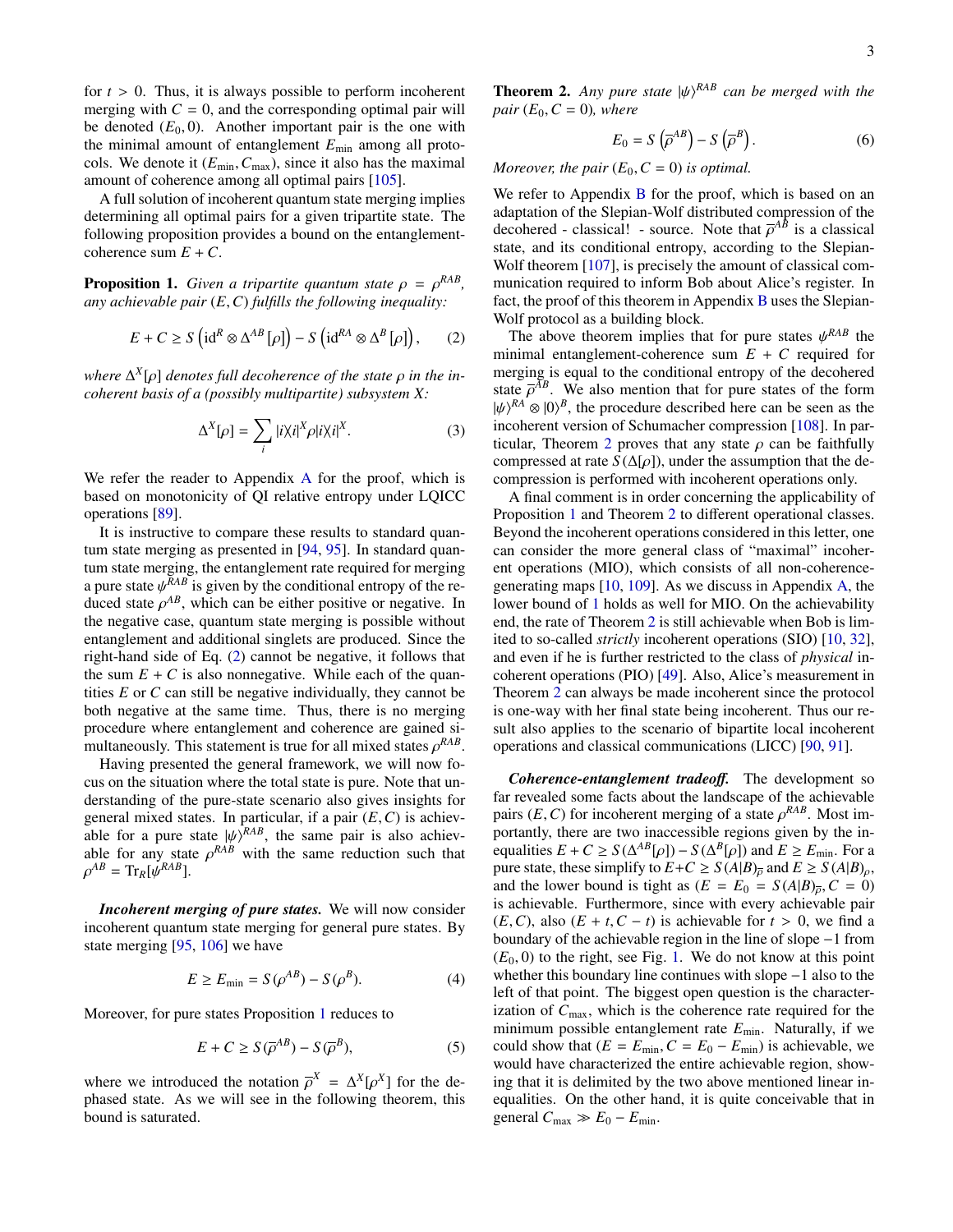for $t > 0$. Thus, it is always possible to perform incoherent merging with $C = 0$, and the corresponding optimal pair will be denoted $(E_0, 0)$. Another important pair is the one with the minimal amount of entanglement $E_{\min}$ among all protocols. We denote it $(E_{\min}, C_{\max})$, since it also has the maximal amount of coherence among all optimal pairs [105].

A full solution of incoherent quantum state merging implies determining all optimal pairs for a given tripartite state. The following proposition provides a bound on the entanglement-coherence sum $E + C$.

**Proposition 1.** *Given a tripartite quantum state $\rho = \rho^{RAB}$, any achievable pair $(E, C)$ fulfills the following inequality:*

$$E + C \geq S\left(\mathrm{id}^R \otimes \Delta^{AB}[\rho]\right) - S\left(\mathrm{id}^{RA} \otimes \Delta^{B}[\rho]\right), \quad (2)$$

*where $\Delta^X[\rho]$ denotes full decoherence of the state $\rho$ in the incoherent basis of a (possibly multipartite) subsystem $X$:*

$$\Delta^X[\rho] = \sum_i |i\rangle\langle i|^X \rho |i\rangle\langle i|^X. \quad (3)$$

We refer the reader to Appendix A for the proof, which is based on monotonicity of QI relative entropy under LQICC operations [89].

It is instructive to compare these results to standard quantum state merging as presented in [94, 95]. In standard quantum state merging, the entanglement rate required for merging a pure state $\psi^{RAB}$ is given by the conditional entropy of the reduced state $\rho^{AB}$, which can be either positive or negative. In the negative case, quantum state merging is possible without entanglement and additional singlets are produced. Since the right-hand side of Eq. (2) cannot be negative, it follows that the sum $E + C$ is also nonnegative. While each of the quantities $E$ or $C$ can still be negative individually, they cannot be both negative at the same time. Thus, there is no merging procedure where entanglement and coherence are gained simultaneously. This statement is true for all mixed states $\rho^{RAB}$.

Having presented the general framework, we will now focus on the situation where the total state is pure. Note that understanding of the pure-state scenario also gives insights for general mixed states. In particular, if a pair $(E, C)$ is achievable for a pure state $|\psi\rangle^{RAB}$, the same pair is also achievable for any state $\rho^{RAB}$ with the same reduction such that $\rho^{AB} = \mathrm{Tr}_R[\psi^{RAB}]$.

***Incoherent merging of pure states.*** We will now consider incoherent quantum state merging for general pure states. By state merging [95, 106] we have

$$E \geq E_{\min} = S(\rho^{AB}) - S(\rho^B). \quad (4)$$

Moreover, for pure states Proposition 1 reduces to

$$E + C \geq S(\overline{\rho}^{AB}) - S(\overline{\rho}^{B}), \quad (5)$$

where we introduced the notation $\overline{\rho}^X = \Delta^X[\rho^X]$ for the dephased state. As we will see in the following theorem, this bound is saturated.

**Theorem 2.** *Any pure state $|\psi\rangle^{RAB}$ can be merged with the pair $(E_0, C = 0)$, where*

$$E_0 = S\left(\overline{\rho}^{AB}\right) - S\left(\overline{\rho}^{B}\right). \quad (6)$$

*Moreover, the pair $(E_0, C = 0)$ is optimal.*

We refer to Appendix B for the proof, which is based on an adaptation of the Slepian-Wolf distributed compression of the decohered - classical! - source. Note that $\overline{\rho}^{AB}$ is a classical state, and its conditional entropy, according to the Slepian-Wolf theorem [107], is precisely the amount of classical communication required to inform Bob about Alice's register. In fact, the proof of this theorem in Appendix B uses the Slepian-Wolf protocol as a building block.

The above theorem implies that for pure states $\psi^{RAB}$ the minimal entanglement-coherence sum $E + C$ required for merging is equal to the conditional entropy of the decohered state $\overline{\rho}^{AB}$. We also mention that for pure states of the form $|\psi\rangle^{RA} \otimes |0\rangle^B$, the procedure described here can be seen as the incoherent version of Schumacher compression [108]. In particular, Theorem 2 proves that any state $\rho$ can be faithfully compressed at rate $S(\Delta[\rho])$, under the assumption that the decompression is performed with incoherent operations only.

A final comment is in order concerning the applicability of Proposition 1 and Theorem 2 to different operational classes. Beyond the incoherent operations considered in this letter, one can consider the more general class of "maximal" incoherent operations (MIO), which consists of all non-coherence-generating maps [10, 109]. As we discuss in Appendix A, the lower bound of 1 holds as well for MIO. On the achievability end, the rate of Theorem 2 is still achievable when Bob is limited to so-called *strictly* incoherent operations (SIO) [10, 32], and even if he is further restricted to the class of *physical* incoherent operations (PIO) [49]. Also, Alice's measurement in Theorem 2 can always be made incoherent since the protocol is one-way with her final state being incoherent. Thus our result also applies to the scenario of bipartite local incoherent operations and classical communications (LICC) [90, 91].

***Coherence-entanglement tradeoff.*** The development so far revealed some facts about the landscape of the achievable pairs $(E, C)$ for incoherent merging of a state $\rho^{RAB}$. Most importantly, there are two inaccessible regions given by the inequalities $E + C \geq S(\Delta^{AB}[\rho]) - S(\Delta^B[\rho])$ and $E \geq E_{\min}$. For a pure state, these simplify to $E + C \geq S(A|B)_{\overline{\rho}}$ and $E \geq S(A|B)_\rho$, and the lower bound is tight as $(E = E_0 = S(A|B)_{\overline{\rho}}, C = 0)$ is achievable. Furthermore, since with every achievable pair $(E, C)$, also $(E + t, C - t)$ is achievable for $t > 0$, we find a boundary of the achievable region in the line of slope $-1$ from $(E_0, 0)$ to the right, see Fig. 1. We do not know at this point whether this boundary line continues with slope $-1$ also to the left of that point. The biggest open question is the characterization of $C_{\max}$, which is the coherence rate required for the minimum possible entanglement rate $E_{\min}$. Naturally, if we could show that $(E = E_{\min}, C = E_0 - E_{\min})$ is achievable, we would have characterized the entire achievable region, showing that it is delimited by the two above mentioned linear inequalities. On the other hand, it is quite conceivable that in general $C_{\max} \gg E_0 - E_{\min}$.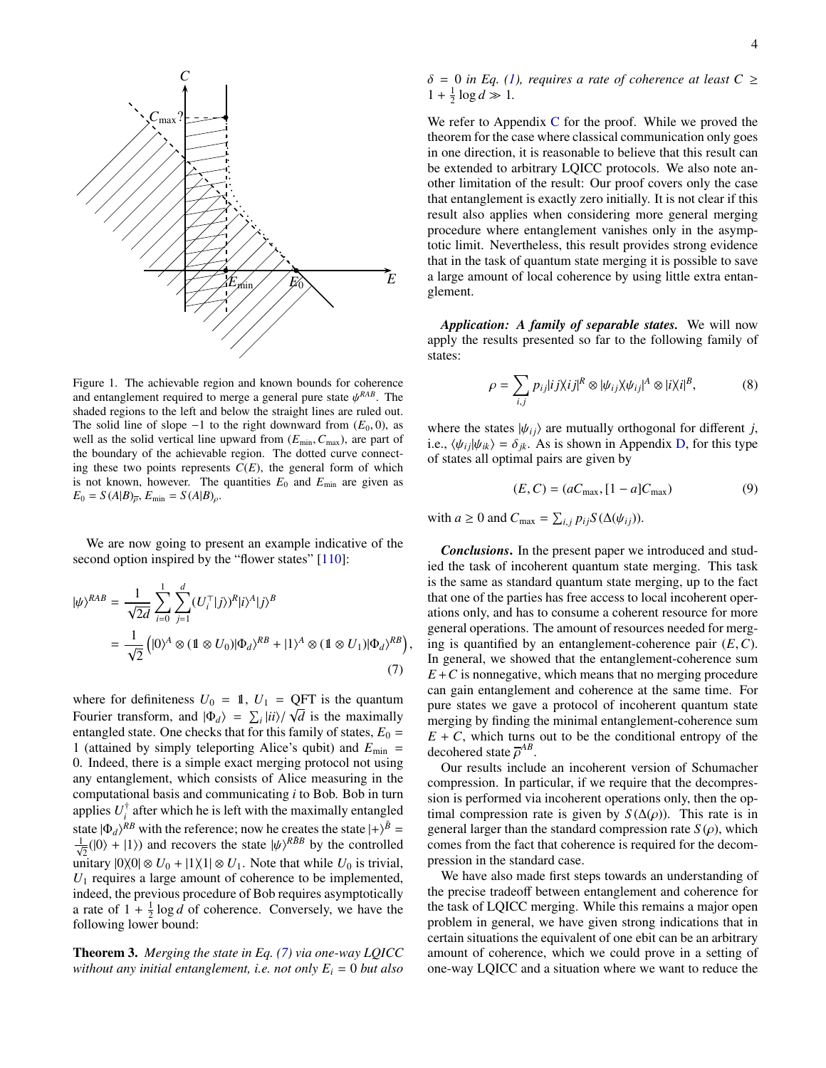Figure 1. The achievable region and known bounds for coherence and entanglement required to merge a general pure state $\psi^{RAB}$. The shaded regions to the left and below the straight lines are ruled out. The solid line of slope $-1$ to the right downward from $(E_0, 0)$, as well as the solid vertical line upward from $(E_{\min}, C_{\max})$, are part of the boundary of the achievable region. The dotted curve connecting these two points represents $C(E)$, the general form of which is not known, however. The quantities $E_0$ and $E_{\min}$ are given as $E_0 = S(A|B)_{\overline{\rho}}$, $E_{\min} = S(A|B)_{\rho}$.

We are now going to present an example indicative of the second option inspired by the "flower states" [110]:

$$
\begin{aligned}
|\psi\rangle^{RAB} &= \frac{1}{\sqrt{2d}} \sum_{i=0}^{1} \sum_{j=1}^{d} (U_i^{\top}|j\rangle)^R |i\rangle^A |j\rangle^B \\
&= \frac{1}{\sqrt{2}} \left( |0\rangle^A \otimes (\mathbb{1} \otimes U_0)|\Phi_d\rangle^{RB} + |1\rangle^A \otimes (\mathbb{1} \otimes U_1)|\Phi_d\rangle^{RB} \right),
\end{aligned}
\tag{7}
$$

where for definiteness $U_0 = \mathbb{1}$, $U_1 = \text{QFT}$ is the quantum Fourier transform, and $|\Phi_d\rangle = \sum_i |ii\rangle/\sqrt{d}$ is the maximally entangled state. One checks that for this family of states, $E_0 = 1$ (attained by simply teleporting Alice's qubit) and $E_{\min} = 0$. Indeed, there is a simple exact merging protocol not using any entanglement, which consists of Alice measuring in the computational basis and communicating $i$ to Bob. Bob in turn applies $U_i^{\dagger}$ after which he is left with the maximally entangled state $|\Phi_d\rangle^{RB}$ with the reference; now he creates the state $|+\rangle^{\tilde{B}} = \frac{1}{\sqrt{2}}(|0\rangle + |1\rangle)$ and recovers the state $|\psi\rangle^{R\tilde{B}B}$ by the controlled unitary $|0\rangle\langle 0| \otimes U_0 + |1\rangle\langle 1| \otimes U_1$. Note that while $U_0$ is trivial, $U_1$ requires a large amount of coherence to be implemented, indeed, the previous procedure of Bob requires asymptotically a rate of $1 + \frac{1}{2}\log d$ of coherence. Conversely, we have the following lower bound:

**Theorem 3.** *Merging the state in Eq. (7) via one-way LQICC without any initial entanglement, i.e. not only $E_i = 0$ but also $\delta = 0$ in Eq. (1), requires a rate of coherence at least $C \geq 1 + \frac{1}{2}\log d \gg 1$.*

We refer to Appendix C for the proof. While we proved the theorem for the case where classical communication only goes in one direction, it is reasonable to believe that this result can be extended to arbitrary LQICC protocols. We also note another limitation of the result: Our proof covers only the case that entanglement is exactly zero initially. It is not clear if this result also applies when considering more general merging procedure where entanglement vanishes only in the asymptotic limit. Nevertheless, this result provides strong evidence that in the task of quantum state merging it is possible to save a large amount of local coherence by using little extra entanglement.

***Application: A family of separable states.*** We will now apply the results presented so far to the following family of states:

$$
\rho = \sum_{i,j} p_{ij} |ij\rangle\langle ij|^R \otimes |\psi_{ij}\rangle\langle\psi_{ij}|^A \otimes |i\rangle\langle i|^B, \tag{8}
$$

where the states $|\psi_{ij}\rangle$ are mutually orthogonal for different $j$, i.e., $\langle\psi_{ij}|\psi_{ik}\rangle = \delta_{jk}$. As is shown in Appendix D, for this type of states all optimal pairs are given by

$$
(E, C) = (aC_{\max}, [1 - a]C_{\max}) \tag{9}
$$

with $a \geq 0$ and $C_{\max} = \sum_{i,j} p_{ij} S(\Delta(\psi_{ij}))$.

***Conclusions.*** In the present paper we introduced and studied the task of incoherent quantum state merging. This task is the same as standard quantum state merging, up to the fact that one of the parties has free access to local incoherent operations only, and has to consume a coherent resource for more general operations. The amount of resources needed for merging is quantified by an entanglement-coherence pair $(E, C)$. In general, we showed that the entanglement-coherence sum $E + C$ is nonnegative, which means that no merging procedure can gain entanglement and coherence at the same time. For pure states we gave a protocol of incoherent quantum state merging by finding the minimal entanglement-coherence sum $E + C$, which turns out to be the conditional entropy of the decohered state $\overline{\rho}^{AB}$.

Our results include an incoherent version of Schumacher compression. In particular, if we require that the decompression is performed via incoherent operations only, then the optimal compression rate is given by $S(\Delta(\rho))$. This rate is in general larger than the standard compression rate $S(\rho)$, which comes from the fact that coherence is required for the decompression in the standard case.

We have also made first steps towards an understanding of the precise tradeoff between entanglement and coherence for the task of LQICC merging. While this remains a major open problem in general, we have given strong indications that in certain situations the equivalent of one ebit can be an arbitrary amount of coherence, which we could prove in a setting of one-way LQICC and a situation where we want to reduce the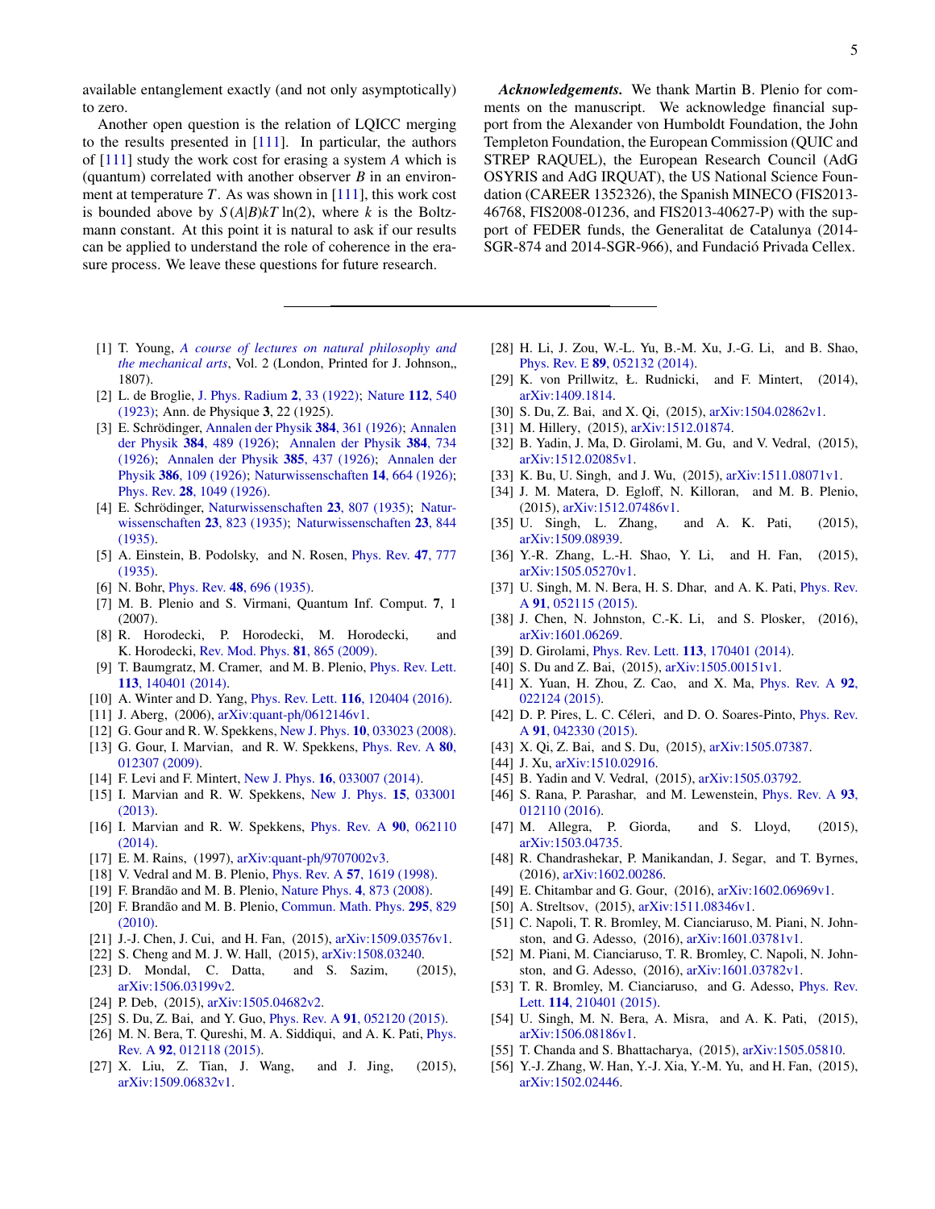available entanglement exactly (and not only asymptotically) to zero.

Another open question is the relation of LQICC merging to the results presented in [111]. In particular, the authors of [111] study the work cost for erasing a system $A$ which is (quantum) correlated with another observer $B$ in an environment at temperature $T$. As was shown in [111], this work cost is bounded above by $S(A|B)kT\ln(2)$, where $k$ is the Boltzmann constant. At this point it is natural to ask if our results can be applied to understand the role of coherence in the erasure process. We leave these questions for future research.

***Acknowledgements.*** We thank Martin B. Plenio for comments on the manuscript. We acknowledge financial support from the Alexander von Humboldt Foundation, the John Templeton Foundation, the European Commission (QUIC and STREP RAQUEL), the European Research Council (AdG OSYRIS and AdG IRQUAT), the US National Science Foundation (CAREER 1352326), the Spanish MINECO (FIS2013-46768, FIS2008-01236, and FIS2013-40627-P) with the support of FEDER funds, the Generalitat de Catalunya (2014-SGR-874 and 2014-SGR-966), and Fundació Privada Cellex.

---

[1] T. Young, *A course of lectures on natural philosophy and the mechanical arts*, Vol. 2 (London, Printed for J. Johnson,, 1807).

[2] L. de Broglie, J. Phys. Radium **2**, 33 (1922); Nature **112**, 540 (1923); Ann. de Physique **3**, 22 (1925).

[3] E. Schrödinger, Annalen der Physik **384**, 361 (1926); Annalen der Physik **384**, 489 (1926); Annalen der Physik **384**, 734 (1926); Annalen der Physik **385**, 437 (1926); Annalen der Physik **386**, 109 (1926); Naturwissenschaften **14**, 664 (1926); Phys. Rev. **28**, 1049 (1926).

[4] E. Schrödinger, Naturwissenschaften **23**, 807 (1935); Naturwissenschaften **23**, 823 (1935); Naturwissenschaften **23**, 844 (1935).

[5] A. Einstein, B. Podolsky, and N. Rosen, Phys. Rev. **47**, 777 (1935).

[6] N. Bohr, Phys. Rev. **48**, 696 (1935).

[7] M. B. Plenio and S. Virmani, Quantum Inf. Comput. **7**, 1 (2007).

[8] R. Horodecki, P. Horodecki, M. Horodecki, and K. Horodecki, Rev. Mod. Phys. **81**, 865 (2009).

[9] T. Baumgratz, M. Cramer, and M. B. Plenio, Phys. Rev. Lett. **113**, 140401 (2014).

[10] A. Winter and D. Yang, Phys. Rev. Lett. **116**, 120404 (2016).

[11] J. Aberg, (2006), arXiv:quant-ph/0612146v1.

[12] G. Gour and R. W. Spekkens, New J. Phys. **10**, 033023 (2008).

[13] G. Gour, I. Marvian, and R. W. Spekkens, Phys. Rev. A **80**, 012307 (2009).

[14] F. Levi and F. Mintert, New J. Phys. **16**, 033007 (2014).

[15] I. Marvian and R. W. Spekkens, New J. Phys. **15**, 033001 (2013).

[16] I. Marvian and R. W. Spekkens, Phys. Rev. A **90**, 062110 (2014).

[17] E. M. Rains, (1997), arXiv:quant-ph/9707002v3.

[18] V. Vedral and M. B. Plenio, Phys. Rev. A **57**, 1619 (1998).

[19] F. Brandão and M. B. Plenio, Nature Phys. **4**, 873 (2008).

[20] F. Brandão and M. B. Plenio, Commun. Math. Phys. **295**, 829 (2010).

[21] J.-J. Chen, J. Cui, and H. Fan, (2015), arXiv:1509.03576v1.

[22] S. Cheng and M. J. W. Hall, (2015), arXiv:1508.03240.

[23] D. Mondal, C. Datta, and S. Sazim, (2015), arXiv:1506.03199v2.

[24] P. Deb, (2015), arXiv:1505.04682v2.

[25] S. Du, Z. Bai, and Y. Guo, Phys. Rev. A **91**, 052120 (2015).

[26] M. N. Bera, T. Qureshi, M. A. Siddiqui, and A. K. Pati, Phys. Rev. A **92**, 012118 (2015).

[27] X. Liu, Z. Tian, J. Wang, and J. Jing, (2015), arXiv:1509.06832v1.

[28] H. Li, J. Zou, W.-L. Yu, B.-M. Xu, J.-G. Li, and B. Shao, Phys. Rev. E **89**, 052132 (2014).

[29] K. von Prillwitz, Ł. Rudnicki, and F. Mintert, (2014), arXiv:1409.1814.

[30] S. Du, Z. Bai, and X. Qi, (2015), arXiv:1504.02862v1.

[31] M. Hillery, (2015), arXiv:1512.01874.

[32] B. Yadin, J. Ma, D. Girolami, M. Gu, and V. Vedral, (2015), arXiv:1512.02085v1.

[33] K. Bu, U. Singh, and J. Wu, (2015), arXiv:1511.08071v1.

[34] J. M. Matera, D. Egloff, N. Killoran, and M. B. Plenio, (2015), arXiv:1512.07486v1.

[35] U. Singh, L. Zhang, and A. K. Pati, (2015), arXiv:1509.08939.

[36] Y.-R. Zhang, L.-H. Shao, Y. Li, and H. Fan, (2015), arXiv:1505.05270v1.

[37] U. Singh, M. N. Bera, H. S. Dhar, and A. K. Pati, Phys. Rev. A **91**, 052115 (2015).

[38] J. Chen, N. Johnston, C.-K. Li, and S. Plosker, (2016), arXiv:1601.06269.

[39] D. Girolami, Phys. Rev. Lett. **113**, 170401 (2014).

[40] S. Du and Z. Bai, (2015), arXiv:1505.00151v1.

[41] X. Yuan, H. Zhou, Z. Cao, and X. Ma, Phys. Rev. A **92**, 022124 (2015).

[42] D. P. Pires, L. C. Céleri, and D. O. Soares-Pinto, Phys. Rev. A **91**, 042330 (2015).

[43] X. Qi, Z. Bai, and S. Du, (2015), arXiv:1505.07387.

[44] J. Xu, arXiv:1510.02916.

[45] B. Yadin and V. Vedral, (2015), arXiv:1505.03792.

[46] S. Rana, P. Parashar, and M. Lewenstein, Phys. Rev. A **93**, 012110 (2016).

[47] M. Allegra, P. Giorda, and S. Lloyd, (2015), arXiv:1503.04735.

[48] R. Chandrashekar, P. Manikandan, J. Segar, and T. Byrnes, (2016), arXiv:1602.00286.

[49] E. Chitambar and G. Gour, (2016), arXiv:1602.06969v1.

[50] A. Streltsov, (2015), arXiv:1511.08346v1.

[51] C. Napoli, T. R. Bromley, M. Cianciaruso, M. Piani, N. Johnston, and G. Adesso, (2016), arXiv:1601.03781v1.

[52] M. Piani, M. Cianciaruso, T. R. Bromley, C. Napoli, N. Johnston, and G. Adesso, (2016), arXiv:1601.03782v1.

[53] T. R. Bromley, M. Cianciaruso, and G. Adesso, Phys. Rev. Lett. **114**, 210401 (2015).

[54] U. Singh, M. N. Bera, A. Misra, and A. K. Pati, (2015), arXiv:1506.08186v1.

[55] T. Chanda and S. Bhattacharya, (2015), arXiv:1505.05810.

[56] Y.-J. Zhang, W. Han, Y.-J. Xia, Y.-M. Yu, and H. Fan, (2015), arXiv:1502.02446.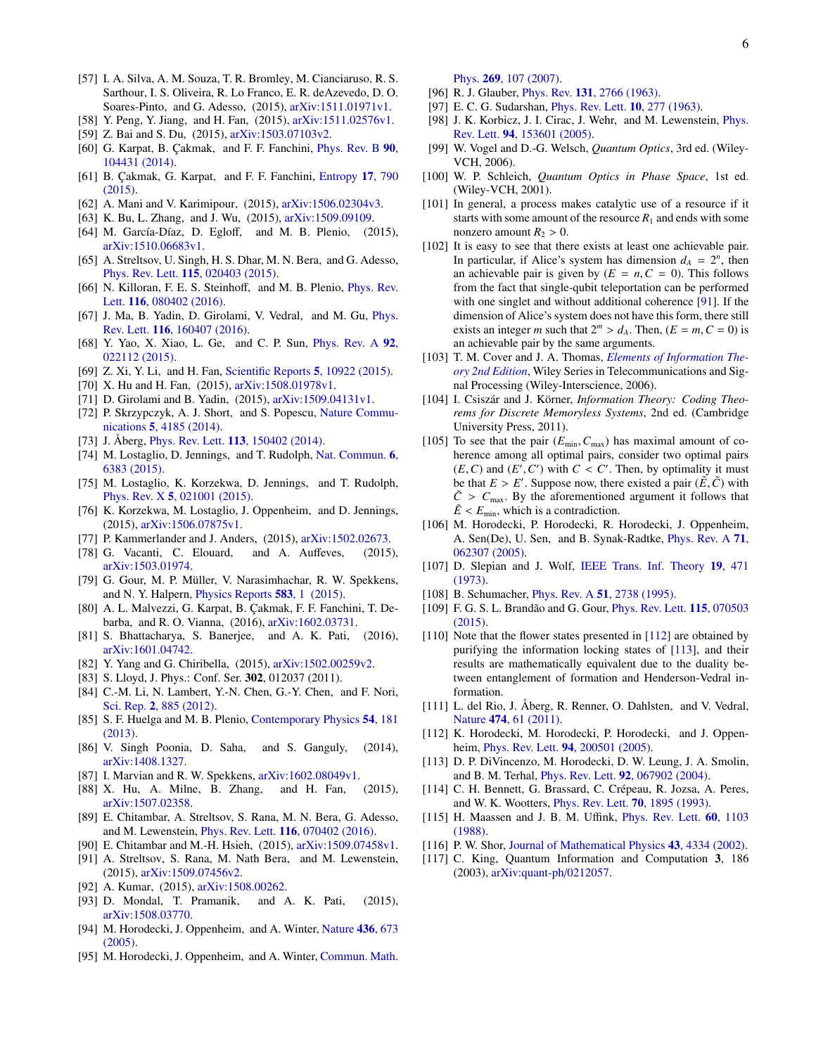[57] I. A. Silva, A. M. Souza, T. R. Bromley, M. Cianciaruso, R. S. Sarthour, I. S. Oliveira, R. Lo Franco, E. R. deAzevedo, D. O. Soares-Pinto, and G. Adesso, (2015), arXiv:1511.01971v1.

[58] Y. Peng, Y. Jiang, and H. Fan, (2015), arXiv:1511.02576v1.

[59] Z. Bai and S. Du, (2015), arXiv:1503.07103v2.

[60] G. Karpat, B. Çakmak, and F. F. Fanchini, Phys. Rev. B **90**, 104431 (2014).

[61] B. Çakmak, G. Karpat, and F. F. Fanchini, Entropy **17**, 790 (2015).

[62] A. Mani and V. Karimipour, (2015), arXiv:1506.02304v3.

[63] K. Bu, L. Zhang, and J. Wu, (2015), arXiv:1509.09109.

[64] M. García-Díaz, D. Egloff, and M. B. Plenio, (2015), arXiv:1510.06683v1.

[65] A. Streltsov, U. Singh, H. S. Dhar, M. N. Bera, and G. Adesso, Phys. Rev. Lett. **115**, 020403 (2015).

[66] N. Killoran, F. E. S. Steinhoff, and M. B. Plenio, Phys. Rev. Lett. **116**, 080402 (2016).

[67] J. Ma, B. Yadin, D. Girolami, V. Vedral, and M. Gu, Phys. Rev. Lett. **116**, 160407 (2016).

[68] Y. Yao, X. Xiao, L. Ge, and C. P. Sun, Phys. Rev. A **92**, 022112 (2015).

[69] Z. Xi, Y. Li, and H. Fan, Scientific Reports **5**, 10922 (2015).

[70] X. Hu and H. Fan, (2015), arXiv:1508.01978v1.

[71] D. Girolami and B. Yadin, (2015), arXiv:1509.04131v1.

[72] P. Skrzypczyk, A. J. Short, and S. Popescu, Nature Communications **5**, 4185 (2014).

[73] J. Åberg, Phys. Rev. Lett. **113**, 150402 (2014).

[74] M. Lostaglio, D. Jennings, and T. Rudolph, Nat. Commun. **6**, 6383 (2015).

[75] M. Lostaglio, K. Korzekwa, D. Jennings, and T. Rudolph, Phys. Rev. X **5**, 021001 (2015).

[76] K. Korzekwa, M. Lostaglio, J. Oppenheim, and D. Jennings, (2015), arXiv:1506.07875v1.

[77] P. Kammerlander and J. Anders, (2015), arXiv:1502.02673.

[78] G. Vacanti, C. Elouard, and A. Auffeves, (2015), arXiv:1503.01974.

[79] G. Gour, M. P. Müller, V. Narasimhachar, R. W. Spekkens, and N. Y. Halpern, Physics Reports **583**, 1 (2015).

[80] A. L. Malvezzi, G. Karpat, B. Çakmak, F. F. Fanchini, T. Debarba, and R. O. Vianna, (2016), arXiv:1602.03731.

[81] S. Bhattacharya, S. Banerjee, and A. K. Pati, (2016), arXiv:1601.04742.

[82] Y. Yang and G. Chiribella, (2015), arXiv:1502.00259v2.

[83] S. Lloyd, J. Phys.: Conf. Ser. **302**, 012037 (2011).

[84] C.-M. Li, N. Lambert, Y.-N. Chen, G.-Y. Chen, and F. Nori, Sci. Rep. **2**, 885 (2012).

[85] S. F. Huelga and M. B. Plenio, Contemporary Physics **54**, 181 (2013).

[86] V. Singh Poonia, D. Saha, and S. Ganguly, (2014), arXiv:1408.1327.

[87] I. Marvian and R. W. Spekkens, arXiv:1602.08049v1.

[88] X. Hu, A. Milne, B. Zhang, and H. Fan, (2015), arXiv:1507.02358.

[89] E. Chitambar, A. Streltsov, S. Rana, M. N. Bera, G. Adesso, and M. Lewenstein, Phys. Rev. Lett. **116**, 070402 (2016).

[90] E. Chitambar and M.-H. Hsieh, (2015), arXiv:1509.07458v1.

[91] A. Streltsov, S. Rana, M. Nath Bera, and M. Lewenstein, (2015), arXiv:1509.07456v2.

[92] A. Kumar, (2015), arXiv:1508.00262.

[93] D. Mondal, T. Pramanik, and A. K. Pati, (2015), arXiv:1508.03770.

[94] M. Horodecki, J. Oppenheim, and A. Winter, Nature **436**, 673 (2005).

[95] M. Horodecki, J. Oppenheim, and A. Winter, Commun. Math. Phys. **269**, 107 (2007).

[96] R. J. Glauber, Phys. Rev. **131**, 2766 (1963).

[97] E. C. G. Sudarshan, Phys. Rev. Lett. **10**, 277 (1963).

[98] J. K. Korbicz, J. I. Cirac, J. Wehr, and M. Lewenstein, Phys. Rev. Lett. **94**, 153601 (2005).

[99] W. Vogel and D.-G. Welsch, *Quantum Optics*, 3rd ed. (Wiley-VCH, 2006).

[100] W. P. Schleich, *Quantum Optics in Phase Space*, 1st ed. (Wiley-VCH, 2001).

[101] In general, a process makes catalytic use of a resource if it starts with some amount of the resource $R_1$ and ends with some nonzero amount $R_2 > 0$.

[102] It is easy to see that there exists at least one achievable pair. In particular, if Alice's system has dimension $d_A = 2^n$, then an achievable pair is given by $(E = n, C = 0)$. This follows from the fact that single-qubit teleportation can be performed with one singlet and without additional coherence [91]. If the dimension of Alice's system does not have this form, there still exists an integer $m$ such that $2^m > d_A$. Then, $(E = m, C = 0)$ is an achievable pair by the same arguments.

[103] T. M. Cover and J. A. Thomas, *Elements of Information Theory 2nd Edition*, Wiley Series in Telecommunications and Signal Processing (Wiley-Interscience, 2006).

[104] I. Csiszár and J. Körner, *Information Theory: Coding Theorems for Discrete Memoryless Systems*, 2nd ed. (Cambridge University Press, 2011).

[105] To see that the pair $(E_{\min}, C_{\max})$ has maximal amount of coherence among all optimal pairs, consider two optimal pairs $(E, C)$ and $(E', C')$ with $C < C'$. Then, by optimality it must be that $E > E'$. Suppose now, there existed a pair $(\tilde{E}, \tilde{C})$ with $\tilde{C} > C_{\max}$. By the aforementioned argument it follows that $\tilde{E} < E_{\min}$, which is a contradiction.

[106] M. Horodecki, P. Horodecki, R. Horodecki, J. Oppenheim, A. Sen(De), U. Sen, and B. Synak-Radtke, Phys. Rev. A **71**, 062307 (2005).

[107] D. Slepian and J. Wolf, IEEE Trans. Inf. Theory **19**, 471 (1973).

[108] B. Schumacher, Phys. Rev. A **51**, 2738 (1995).

[109] F. G. S. L. Brandão and G. Gour, Phys. Rev. Lett. **115**, 070503 (2015).

[110] Note that the flower states presented in [112] are obtained by purifying the information locking states of [113], and their results are mathematically equivalent due to the duality between entanglement of formation and Henderson-Vedral information.

[111] L. del Rio, J. Åberg, R. Renner, O. Dahlsten, and V. Vedral, Nature **474**, 61 (2011).

[112] K. Horodecki, M. Horodecki, P. Horodecki, and J. Oppenheim, Phys. Rev. Lett. **94**, 200501 (2005).

[113] D. P. DiVincenzo, M. Horodecki, D. W. Leung, J. A. Smolin, and B. M. Terhal, Phys. Rev. Lett. **92**, 067902 (2004).

[114] C. H. Bennett, G. Brassard, C. Crépeau, R. Jozsa, A. Peres, and W. K. Wootters, Phys. Rev. Lett. **70**, 1895 (1993).

[115] H. Maassen and J. B. M. Uffink, Phys. Rev. Lett. **60**, 1103 (1988).

[116] P. W. Shor, Journal of Mathematical Physics **43**, 4334 (2002).

[117] C. King, Quantum Information and Computation **3**, 186 (2003), arXiv:quant-ph/0212057.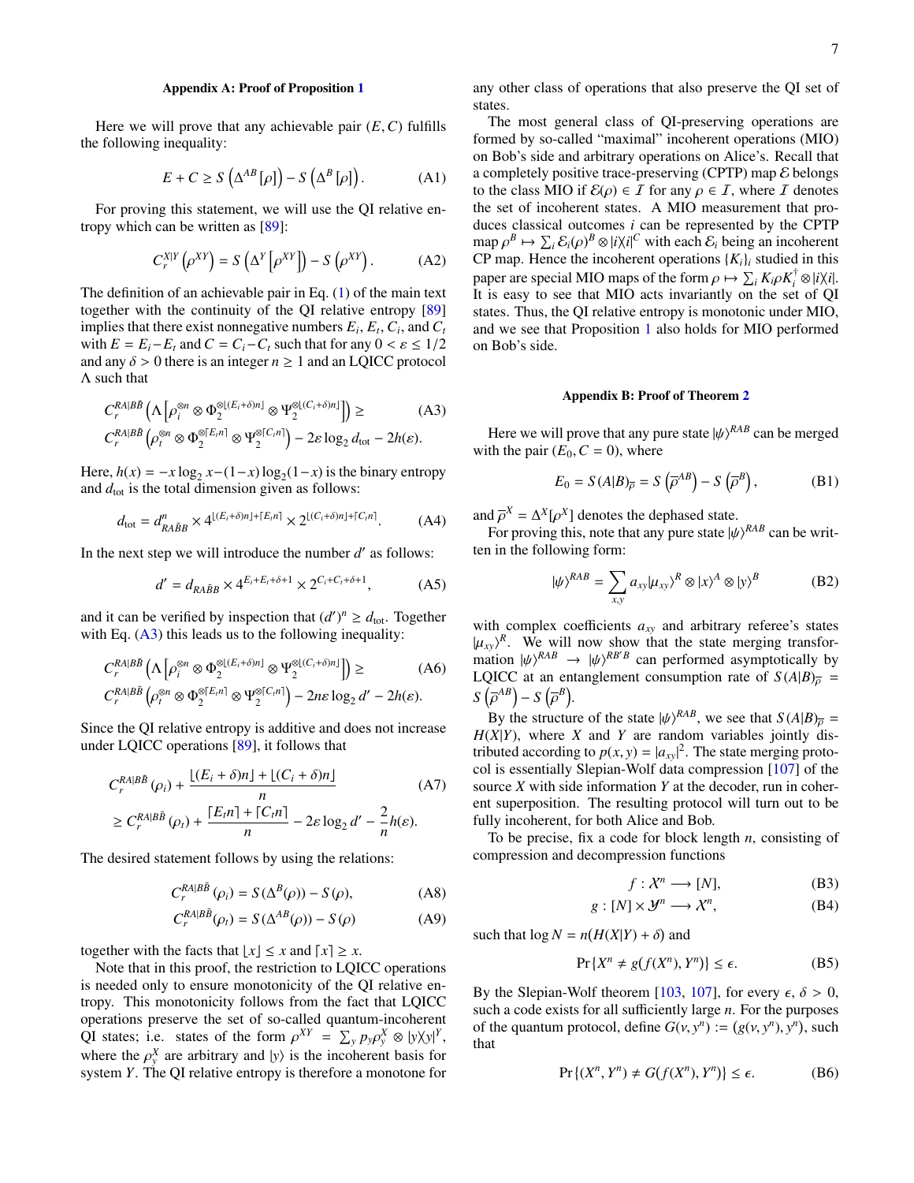### Appendix A: Proof of Proposition 1

Here we will prove that any achievable pair $(E, C)$ fulfills the following inequality:

$$E + C \geq S\left(\Delta^{AB}[\rho]\right) - S\left(\Delta^{B}[\rho]\right). \tag{A1}$$

For proving this statement, we will use the QI relative entropy which can be written as [89]:

$$C_r^{X|Y}\left(\rho^{XY}\right) = S\left(\Delta^{Y}\left[\rho^{XY}\right]\right) - S\left(\rho^{XY}\right). \tag{A2}$$

The definition of an achievable pair in Eq. (1) of the main text together with the continuity of the QI relative entropy [89] implies that there exist nonnegative numbers $E_i$, $E_t$, $C_i$, and $C_t$ with $E = E_i - E_t$ and $C = C_i - C_t$ such that for any $0 < \varepsilon \leq 1/2$ and any $\delta > 0$ there is an integer $n \geq 1$ and an LQICC protocol $\Lambda$ such that

$$\begin{aligned} &C_r^{RA|B\tilde{B}}\left(\Lambda\left[\rho_i^{\otimes n} \otimes \Phi_2^{\otimes \lfloor (E_i+\delta)n \rfloor} \otimes \Psi_2^{\otimes \lfloor (C_i+\delta)n \rfloor}\right]\right) \geq \\ &C_r^{RA|B\tilde{B}}\left(\rho_t^{\otimes n} \otimes \Phi_2^{\otimes \lceil E_t n \rceil} \otimes \Psi_2^{\otimes \lceil C_t n \rceil}\right) - 2\varepsilon \log_2 d_{\mathrm{tot}} - 2h(\varepsilon). \end{aligned} \tag{A3}$$

Here, $h(x) = -x\log_2 x - (1-x)\log_2(1-x)$ is the binary entropy and $d_{\mathrm{tot}}$ is the total dimension given as follows:

$$d_{\mathrm{tot}} = d_{RA\tilde{B}B}^n \times 4^{\lfloor (E_i+\delta)n \rfloor + \lceil E_t n \rceil} \times 2^{\lfloor (C_i+\delta)n \rfloor + \lceil C_t n \rceil}. \tag{A4}$$

In the next step we will introduce the number $d'$ as follows:

$$d' = d_{RA\tilde{B}B} \times 4^{E_i + E_t + \delta + 1} \times 2^{C_i + C_t + \delta + 1}, \tag{A5}$$

and it can be verified by inspection that $(d')^n \geq d_{\mathrm{tot}}$. Together with Eq. (A3) this leads us to the following inequality:

$$\begin{aligned} &C_r^{RA|B\tilde{B}}\left(\Lambda\left[\rho_i^{\otimes n} \otimes \Phi_2^{\otimes \lfloor (E_i+\delta)n \rfloor} \otimes \Psi_2^{\otimes \lfloor (C_i+\delta)n \rfloor}\right]\right) \geq \\ &C_r^{RA|B\tilde{B}}\left(\rho_t^{\otimes n} \otimes \Phi_2^{\otimes \lceil E_t n \rceil} \otimes \Psi_2^{\otimes \lceil C_t n \rceil}\right) - 2n\varepsilon \log_2 d' - 2h(\varepsilon). \end{aligned} \tag{A6}$$

Since the QI relative entropy is additive and does not increase under LQICC operations [89], it follows that

$$\begin{aligned} &C_r^{RA|B\tilde{B}}(\rho_i) + \frac{\lfloor (E_i+\delta)n \rfloor + \lfloor (C_i+\delta)n \rfloor}{n} \\ &\geq C_r^{RA|B\tilde{B}}(\rho_t) + \frac{\lceil E_t n \rceil + \lceil C_t n \rceil}{n} - 2\varepsilon \log_2 d' - \frac{2}{n}h(\varepsilon). \end{aligned} \tag{A7}$$

The desired statement follows by using the relations:

$$C_r^{RA|B\tilde{B}}(\rho_i) = S(\Delta^{B}(\rho)) - S(\rho), \tag{A8}$$

$$C_r^{RA|B\tilde{B}}(\rho_t) = S(\Delta^{AB}(\rho)) - S(\rho) \tag{A9}$$

together with the facts that $\lfloor x \rfloor \leq x$ and $\lceil x \rceil \geq x$.

Note that in this proof, the restriction to LQICC operations is needed only to ensure monotonicity of the QI relative entropy. This monotonicity follows from the fact that LQICC operations preserve the set of so-called quantum-incoherent QI states; i.e. states of the form $\rho^{XY} = \sum_y p_y \rho_y^X \otimes |y\rangle\langle y|^Y$, where the $\rho_y^X$ are arbitrary and $|y\rangle$ is the incoherent basis for system $Y$. The QI relative entropy is therefore a monotone for any other class of operations that also preserve the QI set of states.

The most general class of QI-preserving operations are formed by so-called "maximal" incoherent operations (MIO) on Bob's side and arbitrary operations on Alice's. Recall that a completely positive trace-preserving (CPTP) map $\mathcal{E}$ belongs to the class MIO if $\mathcal{E}(\rho) \in \mathcal{I}$ for any $\rho \in \mathcal{I}$, where $\mathcal{I}$ denotes the set of incoherent states. A MIO measurement that produces classical outcomes $i$ can be represented by the CPTP map $\rho^B \mapsto \sum_i \mathcal{E}_i(\rho)^B \otimes |i\rangle\langle i|^C$ with each $\mathcal{E}_i$ being an incoherent CP map. Hence the incoherent operations $\{K_i\}_i$ studied in this paper are special MIO maps of the form $\rho \mapsto \sum_i K_i \rho K_i^\dagger \otimes |i\rangle\langle i|$. It is easy to see that MIO acts invariantly on the set of QI states. Thus, the QI relative entropy is monotonic under MIO, and we see that Proposition 1 also holds for MIO performed on Bob's side.

### Appendix B: Proof of Theorem 2

Here we will prove that any pure state $|\psi\rangle^{RAB}$ can be merged with the pair $(E_0, C = 0)$, where

$$E_0 = S(A|B)_{\overline{\rho}} = S\left(\overline{\rho}^{AB}\right) - S\left(\overline{\rho}^{B}\right), \tag{B1}$$

and $\overline{\rho}^X = \Delta^X[\rho^X]$ denotes the dephased state.

For proving this, note that any pure state $|\psi\rangle^{RAB}$ can be written in the following form:

$$|\psi\rangle^{RAB} = \sum_{x,y} a_{xy} |\mu_{xy}\rangle^R \otimes |x\rangle^A \otimes |y\rangle^B \tag{B2}$$

with complex coefficients $a_{xy}$ and arbitrary referee's states $|\mu_{xy}\rangle^R$. We will now show that the state merging transformation $|\psi\rangle^{RAB} \to |\psi\rangle^{RB'B}$ can performed asymptotically by LQICC at an entanglement consumption rate of $S(A|B)_{\overline{\rho}} = S\left(\overline{\rho}^{AB}\right) - S\left(\overline{\rho}^{B}\right)$.

By the structure of the state $|\psi\rangle^{RAB}$, we see that $S(A|B)_{\overline{\rho}} = H(X|Y)$, where $X$ and $Y$ are random variables jointly distributed according to $p(x, y) = |a_{xy}|^2$. The state merging protocol is essentially Slepian-Wolf data compression [107] of the source $X$ with side information $Y$ at the decoder, run in coherent superposition. The resulting protocol will turn out to be fully incoherent, for both Alice and Bob.

To be precise, fix a code for block length $n$, consisting of compression and decompression functions

$$f : \mathcal{X}^n \longrightarrow [N], \tag{B3}$$

$$g : [N] \times \mathcal{Y}^n \longrightarrow \mathcal{X}^n, \tag{B4}$$

such that $\log N = n(H(X|Y) + \delta)$ and

$$\Pr\{X^n \neq g(f(X^n), Y^n)\} \leq \epsilon. \tag{B5}$$

By the Slepian-Wolf theorem [103, 107], for every $\epsilon$, $\delta > 0$, such a code exists for all sufficiently large $n$. For the purposes of the quantum protocol, define $G(\nu, y^n) := (g(\nu, y^n), y^n)$, such that

$$\Pr\{(X^n, Y^n) \neq G(f(X^n), Y^n)\} \leq \epsilon. \tag{B6}$$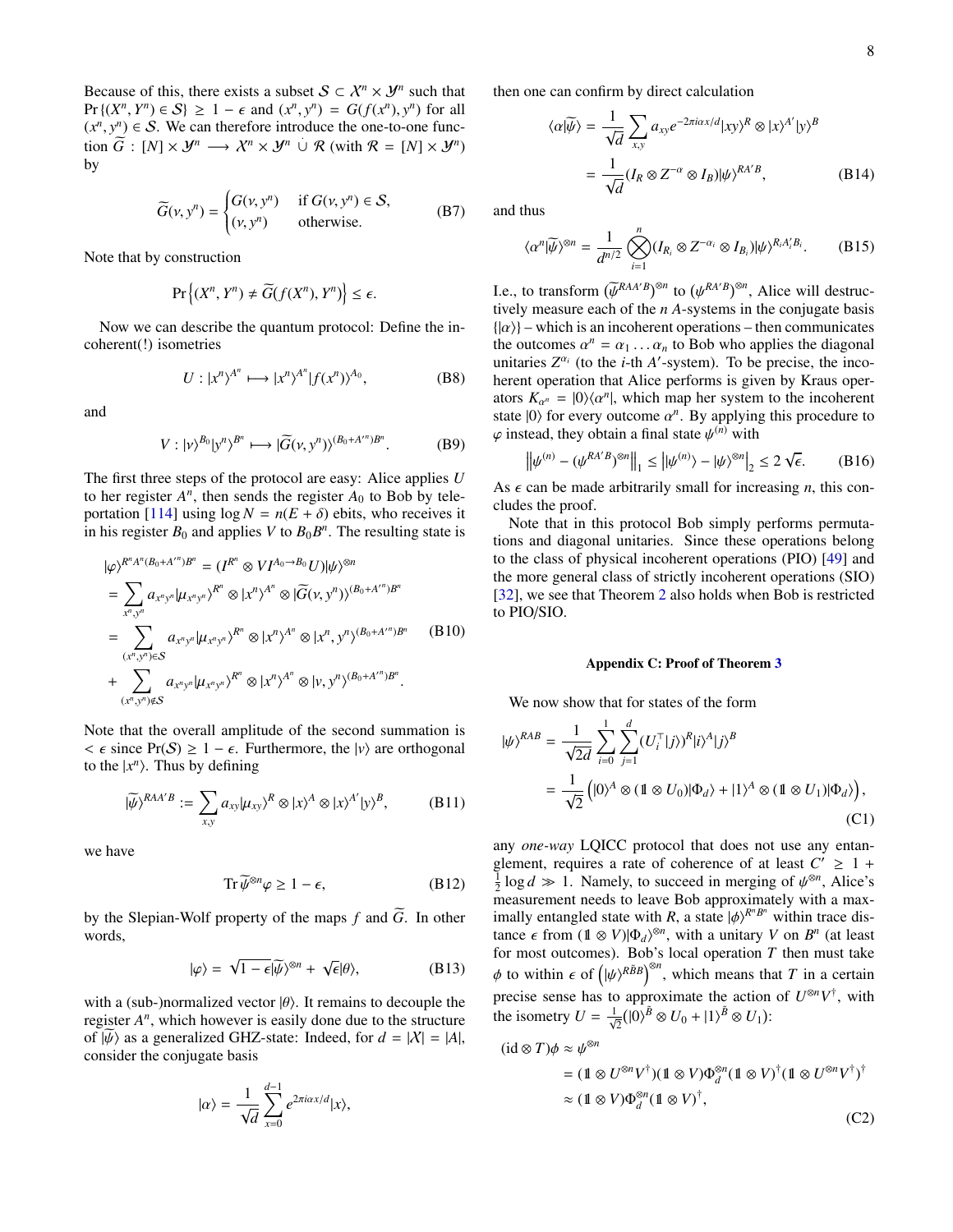Because of this, there exists a subset $\mathcal{S} \subset \mathcal{X}^n \times \mathcal{Y}^n$ such that $\Pr\{(X^n, Y^n) \in \mathcal{S}\} \geq 1 - \epsilon$ and $(x^n, y^n) = G(f(x^n), y^n)$ for all $(x^n, y^n) \in \mathcal{S}$. We can therefore introduce the one-to-one function $\widetilde{G} : [N] \times \mathcal{Y}^n \longrightarrow \mathcal{X}^n \times \mathcal{Y}^n \,\dot\cup\, \mathcal{R}$ (with $\mathcal{R} = [N] \times \mathcal{Y}^n$) by

$$\widetilde{G}(\nu, y^n) = \begin{cases} G(\nu, y^n) & \text{if } G(\nu, y^n) \in \mathcal{S}, \\ (\nu, y^n) & \text{otherwise.} \end{cases} \tag{B7}$$

Note that by construction

$$\Pr\left\{(X^n, Y^n) \neq \widetilde{G}(f(X^n), Y^n)\right\} \leq \epsilon.$$

Now we can describe the quantum protocol: Define the incoherent(!) isometries

$$U : |x^n\rangle^{A^n} \longmapsto |x^n\rangle^{A^n} |f(x^n)\rangle^{A_0}, \tag{B8}$$

and

$$V : |\nu\rangle^{B_0} |y^n\rangle^{B^n} \longmapsto |\widetilde{G}(\nu, y^n)\rangle^{(B_0 + A'^n)B^n}. \tag{B9}$$

The first three steps of the protocol are easy: Alice applies $U$ to her register $A^n$, then sends the register $A_0$ to Bob by teleportation [114] using $\log N = n(E + \delta)$ ebits, who receives it in his register $B_0$ and applies $V$ to $B_0 B^n$. The resulting state is

$$\begin{aligned}
|\varphi\rangle^{R^n A^n (B_0 + A'^n) B^n} &= (I^{R^n} \otimes V I^{A_0 \to B_0} U) |\psi\rangle^{\otimes n} \\
&= \sum_{x^n, y^n} a_{x^n y^n} |\mu_{x^n y^n}\rangle^{R^n} \otimes |x^n\rangle^{A^n} \otimes |\widetilde{G}(\nu, y^n)\rangle^{(B_0 + A'^n) B^n} \\
&= \sum_{(x^n, y^n) \in \mathcal{S}} a_{x^n y^n} |\mu_{x^n y^n}\rangle^{R^n} \otimes |x^n\rangle^{A^n} \otimes |x^n, y^n\rangle^{(B_0 + A'^n) B^n} \\
&\quad + \sum_{(x^n, y^n) \notin \mathcal{S}} a_{x^n y^n} |\mu_{x^n y^n}\rangle^{R^n} \otimes |x^n\rangle^{A^n} \otimes |\nu, y^n\rangle^{(B_0 + A'^n) B^n}.
\end{aligned} \tag{B10}$$

Note that the overall amplitude of the second summation is $< \epsilon$ since $\Pr(\mathcal{S}) \geq 1 - \epsilon$. Furthermore, the $|\nu\rangle$ are orthogonal to the $|x^n\rangle$. Thus by defining

$$|\widetilde{\psi}\rangle^{RAA'B} := \sum_{x,y} a_{xy} |\mu_{xy}\rangle^R \otimes |x\rangle^A \otimes |x\rangle^{A'} |y\rangle^B, \tag{B11}$$

we have

$$\operatorname{Tr} \widetilde{\psi}^{\otimes n} \varphi \geq 1 - \epsilon, \tag{B12}$$

by the Slepian-Wolf property of the maps $f$ and $\widetilde{G}$. In other words,

$$|\varphi\rangle = \sqrt{1 - \epsilon} |\widetilde{\psi}\rangle^{\otimes n} + \sqrt{\epsilon} |\theta\rangle, \tag{B13}$$

with a (sub-)normalized vector $|\theta\rangle$. It remains to decouple the register $A^n$, which however is easily done due to the structure of $|\widetilde{\psi}\rangle$ as a generalized GHZ-state: Indeed, for $d = |\mathcal{X}| = |A|$, consider the conjugate basis

$$|\alpha\rangle = \frac{1}{\sqrt{d}} \sum_{x=0}^{d-1} e^{2\pi i \alpha x / d} |x\rangle,$$

then one can confirm by direct calculation

$$\begin{aligned}
\langle \alpha | \widetilde{\psi} \rangle &= \frac{1}{\sqrt{d}} \sum_{x,y} a_{xy} e^{-2\pi i \alpha x / d} |xy\rangle^R \otimes |x\rangle^{A'} |y\rangle^B \\
&= \frac{1}{\sqrt{d}} (I_R \otimes Z^{-\alpha} \otimes I_B) |\psi\rangle^{RA'B},
\end{aligned} \tag{B14}$$

and thus

$$\langle \alpha^n | \widetilde{\psi} \rangle^{\otimes n} = \frac{1}{d^{n/2}} \bigotimes_{i=1}^n (I_{R_i} \otimes Z^{-\alpha_i} \otimes I_{B_i}) |\psi\rangle^{R_i A'_i B_i}. \tag{B15}$$

I.e., to transform $\left(\widetilde{\psi}^{RAA'B}\right)^{\otimes n}$ to $\left(\psi^{RA'B}\right)^{\otimes n}$, Alice will destructively measure each of the $n$ $A$-systems in the conjugate basis $\{|\alpha\rangle\}$ – which is an incoherent operations – then communicates the outcomes $\alpha^n = \alpha_1 \ldots \alpha_n$ to Bob who applies the diagonal unitaries $Z^{\alpha_i}$ (to the $i$-th $A'$-system). To be precise, the incoherent operation that Alice performs is given by Kraus operators $K_{\alpha^n} = |0\rangle\langle\alpha^n|$, which map her system to the incoherent state $|0\rangle$ for every outcome $\alpha^n$. By applying this procedure to $\varphi$ instead, they obtain a final state $\psi^{(n)}$ with

$$\left\| \psi^{(n)} - (\psi^{RA'B})^{\otimes n} \right\|_1 \leq \left| |\psi^{(n)}\rangle - |\psi\rangle^{\otimes n} \right|_2 \leq 2\sqrt{\epsilon}. \tag{B16}$$

As $\epsilon$ can be made arbitrarily small for increasing $n$, this concludes the proof.

Note that in this protocol Bob simply performs permutations and diagonal unitaries. Since these operations belong to the class of physical incoherent operations (PIO) [49] and the more general class of strictly incoherent operations (SIO) [32], we see that Theorem 2 also holds when Bob is restricted to PIO/SIO.

## Appendix C: Proof of Theorem 3

We now show that for states of the form

$$\begin{aligned}
|\psi\rangle^{RAB} &= \frac{1}{\sqrt{2d}} \sum_{i=0}^{1} \sum_{j=1}^{d} (U_i^\top |j\rangle)^R |i\rangle^A |j\rangle^B \\
&= \frac{1}{\sqrt{2}} \left( |0\rangle^A \otimes (\mathbb{1} \otimes U_0) |\Phi_d\rangle + |1\rangle^A \otimes (\mathbb{1} \otimes U_1) |\Phi_d\rangle \right),
\end{aligned} \tag{C1}$$

any *one-way* LQICC protocol that does not use any entanglement, requires a rate of coherence of at least $C' \geq 1 + \frac{1}{2} \log d \gg 1$. Namely, to succeed in merging of $\psi^{\otimes n}$, Alice's measurement needs to leave Bob approximately with a maximally entangled state with $R$, a state $|\phi\rangle^{R^n B^n}$ within trace distance $\epsilon$ from $(\mathbb{1} \otimes V)|\Phi_d\rangle^{\otimes n}$, with a unitary $V$ on $B^n$ (at least for most outcomes). Bob's local operation $T$ then must take $\phi$ to within $\epsilon$ of $\left(|\psi\rangle^{R\tilde{B}B}\right)^{\otimes n}$, which means that $T$ in a certain precise sense has to approximate the action of $U^{\otimes n} V^\dagger$, with the isometry $U = \frac{1}{\sqrt{2}} (|0\rangle^{\tilde{B}} \otimes U_0 + |1\rangle^{\tilde{B}} \otimes U_1)$:

$$\begin{aligned}
(\mathrm{id} \otimes T)\phi &\approx \psi^{\otimes n} \\
&= (\mathbb{1} \otimes U^{\otimes n} V^\dagger)(\mathbb{1} \otimes V) \Phi_d^{\otimes n} (\mathbb{1} \otimes V)^\dagger (\mathbb{1} \otimes U^{\otimes n} V^\dagger)^\dagger \\
&\approx (\mathbb{1} \otimes V) \Phi_d^{\otimes n} (\mathbb{1} \otimes V)^\dagger,
\end{aligned} \tag{C2}$$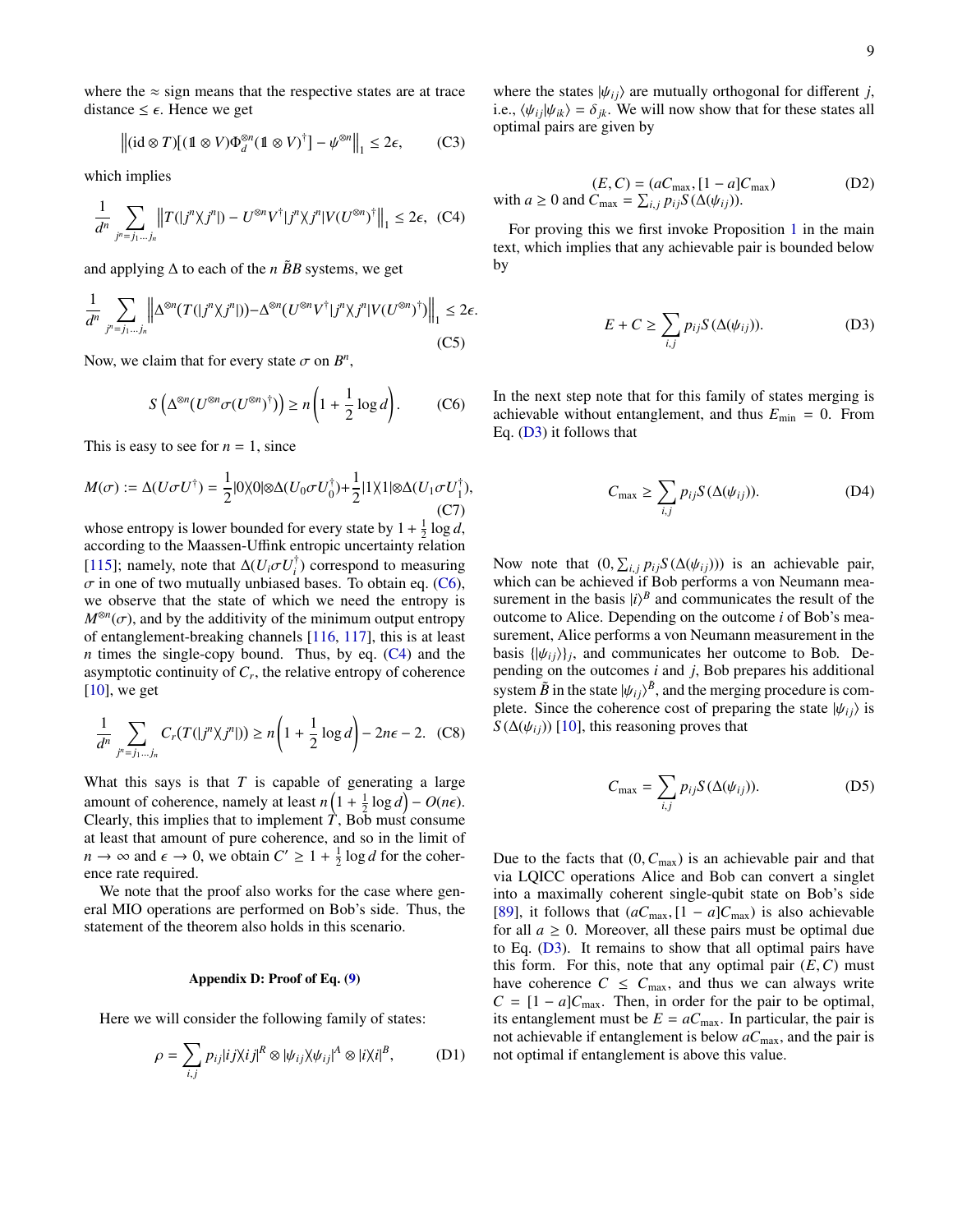where the $\approx$ sign means that the respective states are at trace distance $\leq \epsilon$. Hence we get

$$\left\|(\mathrm{id} \otimes T)[(\mathbb{1} \otimes V)\Phi_d^{\otimes n}(\mathbb{1} \otimes V)^\dagger] - \psi^{\otimes n}\right\|_1 \leq 2\epsilon, \tag{C3}$$

which implies

$$\frac{1}{d^n} \sum_{j^n = j_1 \ldots j_n} \left\| T(|j^n\rangle\langle j^n|) - U^{\otimes n} V^\dagger |j^n\rangle\langle j^n| V (U^{\otimes n})^\dagger \right\|_1 \leq 2\epsilon, \tag{C4}$$

and applying $\Delta$ to each of the $n$ $\tilde{B}B$ systems, we get

$$\frac{1}{d^n} \sum_{j^n = j_1 \ldots j_n} \left\| \Delta^{\otimes n}(T(|j^n\rangle\langle j^n|)) - \Delta^{\otimes n}(U^{\otimes n} V^\dagger |j^n\rangle\langle j^n| V (U^{\otimes n})^\dagger) \right\|_1 \leq 2\epsilon. \tag{C5}$$

Now, we claim that for every state $\sigma$ on $B^n$,

$$S\left(\Delta^{\otimes n}(U^{\otimes n} \sigma (U^{\otimes n})^\dagger)\right) \geq n\left(1 + \frac{1}{2}\log d\right). \tag{C6}$$

This is easy to see for $n = 1$, since

$$M(\sigma) := \Delta(U\sigma U^\dagger) = \frac{1}{2}|0\rangle\langle 0| \otimes \Delta(U_0 \sigma U_0^\dagger) + \frac{1}{2}|1\rangle\langle 1| \otimes \Delta(U_1 \sigma U_1^\dagger), \tag{C7}$$

whose entropy is lower bounded for every state by $1 + \frac{1}{2}\log d$, according to the Maassen-Uffink entropic uncertainty relation [115]; namely, note that $\Delta(U_i \sigma U_i^\dagger)$ correspond to measuring $\sigma$ in one of two mutually unbiased bases. To obtain eq. (C6), we observe that the state of which we need the entropy is $M^{\otimes n}(\sigma)$, and by the additivity of the minimum output entropy of entanglement-breaking channels [116, 117], this is at least $n$ times the single-copy bound. Thus, by eq. (C4) and the asymptotic continuity of $C_r$, the relative entropy of coherence [10], we get

$$\frac{1}{d^n} \sum_{j^n = j_1 \ldots j_n} C_r(T(|j^n\rangle\langle j^n|)) \geq n\left(1 + \frac{1}{2}\log d\right) - 2n\epsilon - 2. \tag{C8}$$

What this says is that $T$ is capable of generating a large amount of coherence, namely at least $n\left(1 + \frac{1}{2}\log d\right) - O(n\epsilon)$. Clearly, this implies that to implement $T$, Bob must consume at least that amount of pure coherence, and so in the limit of $n \to \infty$ and $\epsilon \to 0$, we obtain $C' \geq 1 + \frac{1}{2}\log d$ for the coherence rate required.

We note that the proof also works for the case where general MIO operations are performed on Bob's side. Thus, the statement of the theorem also holds in this scenario.

### Appendix D: Proof of Eq. (9)

Here we will consider the following family of states:

$$\rho = \sum_{i,j} p_{ij} |ij\rangle\langle ij|^R \otimes |\psi_{ij}\rangle\langle \psi_{ij}|^A \otimes |i\rangle\langle i|^B, \tag{D1}$$

where the states $|\psi_{ij}\rangle$ are mutually orthogonal for different $j$, i.e., $\langle \psi_{ij}|\psi_{ik}\rangle = \delta_{jk}$. We will now show that for these states all optimal pairs are given by

$$(E, C) = (aC_{\max}, [1 - a]C_{\max}) \tag{D2}$$

with $a \geq 0$ and $C_{\max} = \sum_{i,j} p_{ij} S(\Delta(\psi_{ij}))$.

For proving this we first invoke Proposition 1 in the main text, which implies that any achievable pair is bounded below by

$$E + C \geq \sum_{i,j} p_{ij} S(\Delta(\psi_{ij})). \tag{D3}$$

In the next step note that for this family of states merging is achievable without entanglement, and thus $E_{\min} = 0$. From Eq. (D3) it follows that

$$C_{\max} \geq \sum_{i,j} p_{ij} S(\Delta(\psi_{ij})). \tag{D4}$$

Now note that $(0, \sum_{i,j} p_{ij} S(\Delta(\psi_{ij})))$ is an achievable pair, which can be achieved if Bob performs a von Neumann measurement in the basis $|i\rangle^B$ and communicates the result of the outcome to Alice. Depending on the outcome $i$ of Bob's measurement, Alice performs a von Neumann measurement in the basis $\{|\psi_{ij}\rangle\}_j$, and communicates her outcome to Bob. Depending on the outcomes $i$ and $j$, Bob prepares his additional system $\tilde{B}$ in the state $|\psi_{ij}\rangle^B$, and the merging procedure is complete. Since the coherence cost of preparing the state $|\psi_{ij}\rangle$ is $S(\Delta(\psi_{ij}))$ [10], this reasoning proves that

$$C_{\max} = \sum_{i,j} p_{ij} S(\Delta(\psi_{ij})). \tag{D5}$$

Due to the facts that $(0, C_{\max})$ is an achievable pair and that via LQICC operations Alice and Bob can convert a singlet into a maximally coherent single-qubit state on Bob's side [89], it follows that $(aC_{\max}, [1 - a]C_{\max})$ is also achievable for all $a \geq 0$. Moreover, all these pairs must be optimal due to Eq. (D3). It remains to show that all optimal pairs have this form. For this, note that any optimal pair $(E, C)$ must have coherence $C \leq C_{\max}$, and thus we can always write $C = [1 - a]C_{\max}$. Then, in order for the pair to be optimal, its entanglement must be $E = aC_{\max}$. In particular, the pair is not achievable if entanglement is below $aC_{\max}$, and the pair is not optimal if entanglement is above this value.